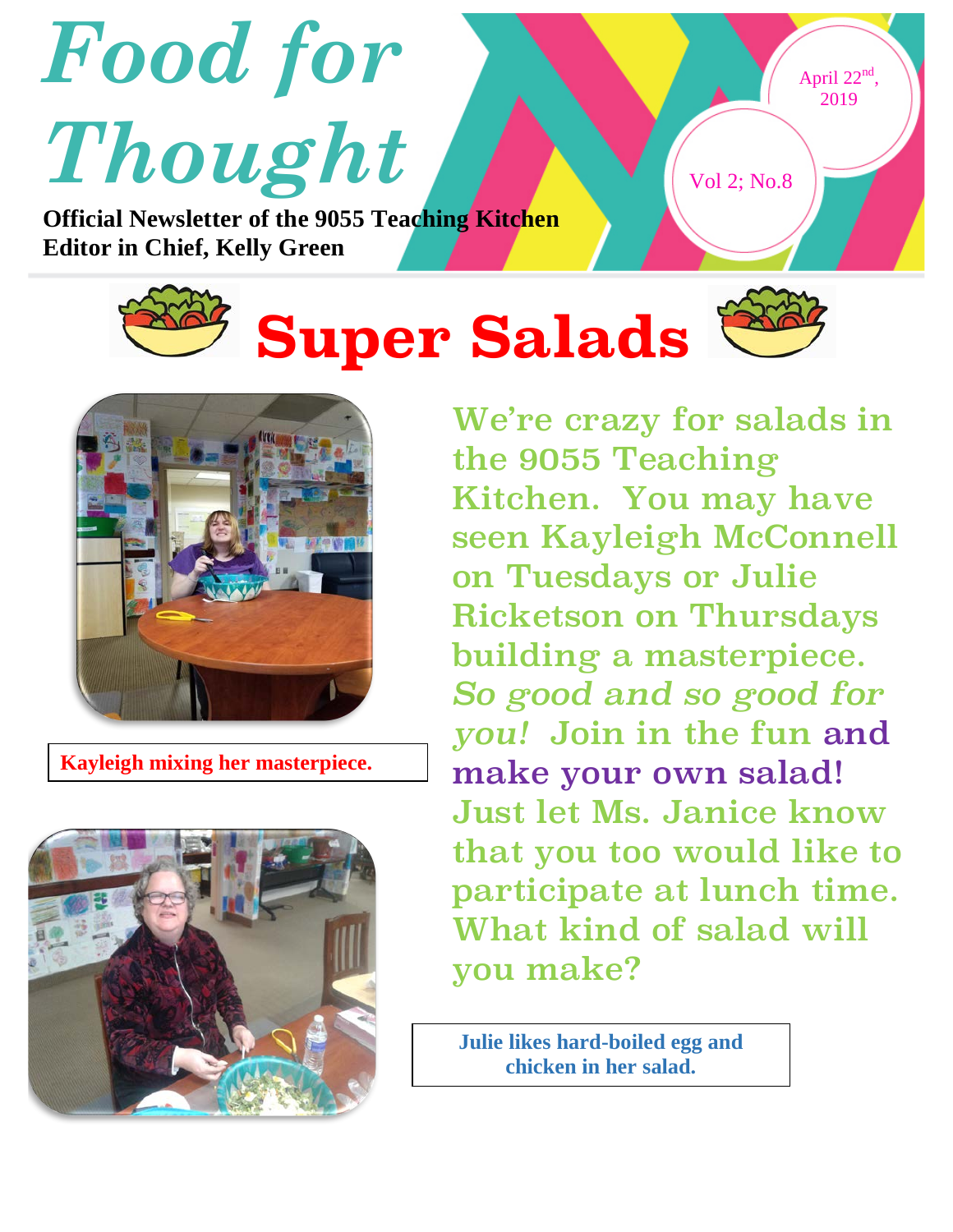# Food for Thought

**Official Newsletter of the 9055 Teaching Kitchen**
**Editor in Chief, Kelly Green**

April 22nd, 2019

Vol 2; No.8

## Super Salads

We're crazy for salads in the 9055 Teaching Kitchen. You may have seen Kayleigh McConnell on Tuesdays or Julie Ricketson on Thursdays building a masterpiece. *So good and so good for you!* Join in the fun and make your own salad! Just let Ms. Janice know that you too would like to participate at lunch time. What kind of salad will you make?

**Kayleigh mixing her masterpiece.**

**Julie likes hard-boiled egg and chicken in her salad.**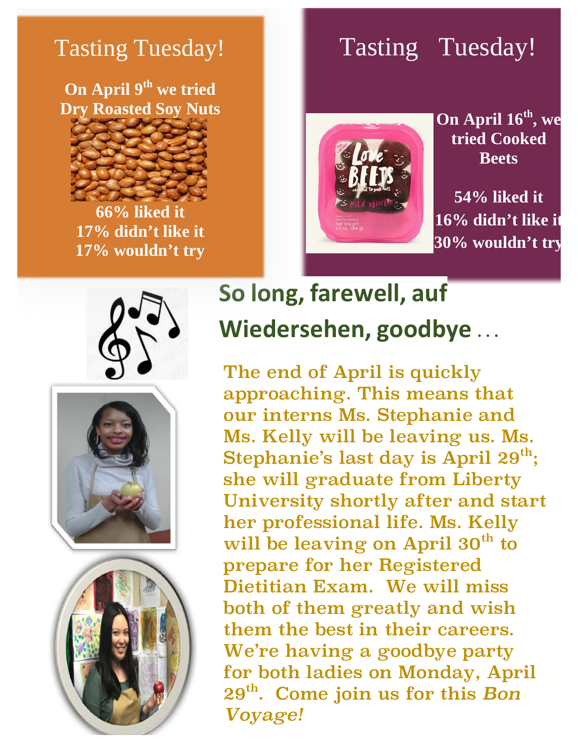## Tasting Tuesday!

**On April 9th we tried Dry Roasted Soy Nuts**

**66% liked it**
**17% didn't like it**
**17% wouldn't try**

## Tasting Tuesday!

**On April 16th, we tried Cooked Beets**

**54% liked it**
**16% didn't like it**
**30% wouldn't try**

## So long, farewell, auf Wiedersehen, goodbye …

The end of April is quickly approaching. This means that our interns Ms. Stephanie and Ms. Kelly will be leaving us. Ms. Stephanie's last day is April 29th; she will graduate from Liberty University shortly after and start her professional life. Ms. Kelly will be leaving on April 30th to prepare for her Registered Dietitian Exam. We will miss both of them greatly and wish them the best in their careers. We're having a goodbye party for both ladies on Monday, April 29th. Come join us for this *Bon Voyage!*